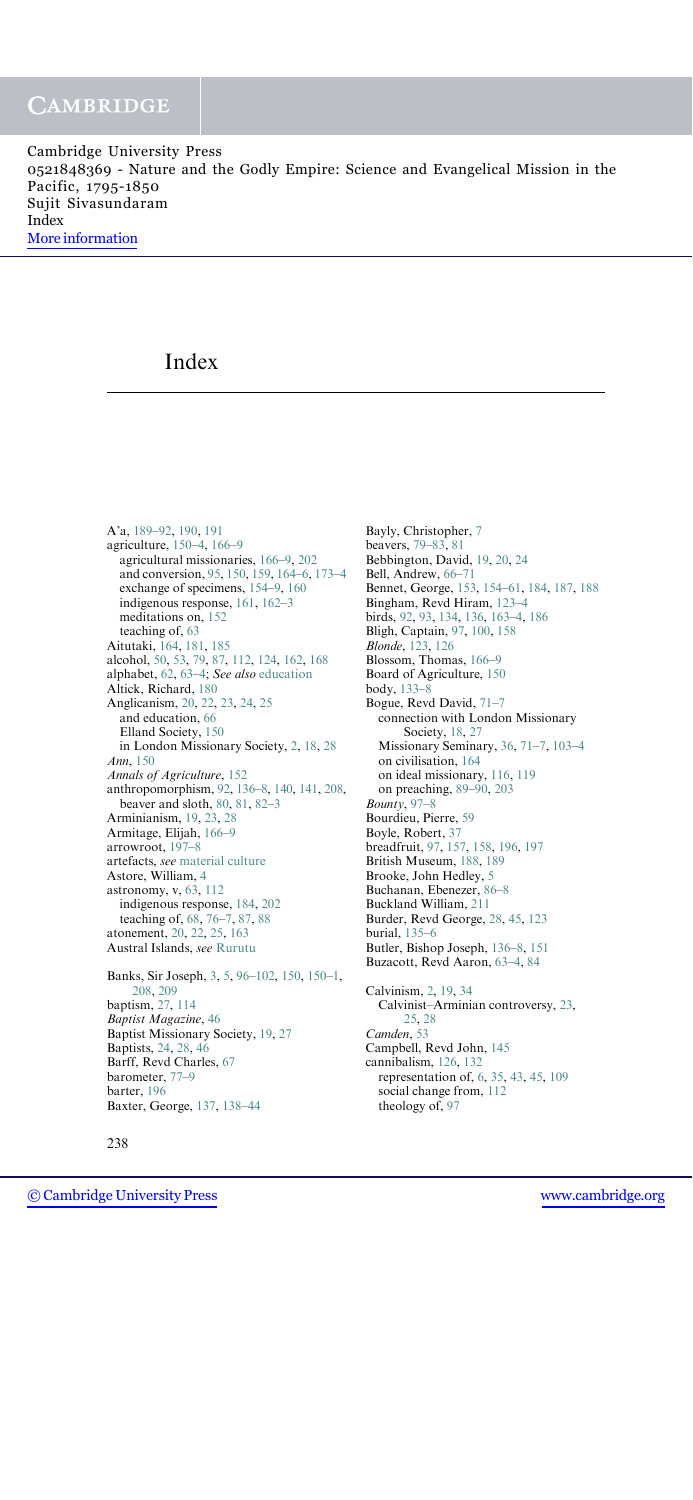# Index

A'a, 189–92, 190, 191
agriculture, 150–4, 166–9
  agricultural missionaries, 166–9, 202
  and conversion, 95, 150, 159, 164–6, 173–4
  exchange of specimens, 154–9, 160
  indigenous response, 161, 162–3
  meditations on, 152
  teaching of, 63
Aitutaki, 164, 181, 185
alcohol, 50, 53, 79, 87, 112, 124, 162, 168
alphabet, 62, 63–4; *See also* education
Altick, Richard, 180
Anglicanism, 20, 22, 23, 24, 25
  and education, 66
  Elland Society, 150
  in London Missionary Society, 2, 18, 28
*Ann*, 150
*Annals of Agriculture*, 152
anthropomorphism, 92, 136–8, 140, 141, 208,
  beaver and sloth, 80, 81, 82–3
Arminianism, 19, 23, 28
Armitage, Elijah, 166–9
arrowroot, 197–8
artefacts, *see* material culture
Astore, William, 4
astronomy, v, 63, 112
  indigenous response, 184, 202
  teaching of, 68, 76–7, 87, 88
atonement, 20, 22, 25, 163
Austral Islands, *see* Rurutu

Banks, Sir Joseph, 3, 5, 96–102, 150, 150–1, 208, 209
baptism, 27, 114
*Baptist Magazine*, 46
Baptist Missionary Society, 19, 27
Baptists, 24, 28, 46
Barff, Revd Charles, 67
barometer, 77–9
barter, 196
Baxter, George, 137, 138–44
Bayly, Christopher, 7
beavers, 79–83, 81
Bebbington, David, 19, 20, 24
Bell, Andrew, 66–71
Bennet, George, 153, 154–61, 184, 187, 188
Bingham, Revd Hiram, 123–4
birds, 92, 93, 134, 136, 163–4, 186
Bligh, Captain, 97, 100, 158
*Blonde*, 123, 126
Blossom, Thomas, 166–9
Board of Agriculture, 150
body, 133–8
Bogue, Revd David, 71–7
  connection with London Missionary Society, 18, 27
  Missionary Seminary, 36, 71–7, 103–4
  on civilisation, 164
  on ideal missionary, 116, 119
  on preaching, 89–90, 203
*Bounty*, 97–8
Bourdieu, Pierre, 59
Boyle, Robert, 37
breadfruit, 97, 157, 158, 196, 197
British Museum, 188, 189
Brooke, John Hedley, 5
Buchanan, Ebenezer, 86–8
Buckland William, 211
Burder, Revd George, 28, 45, 123
burial, 135–6
Butler, Bishop Joseph, 136–8, 151
Buzacott, Revd Aaron, 63–4, 84

Calvinism, 2, 19, 34
  Calvinist–Arminian controversy, 23, 25, 28
*Camden*, 53
Campbell, Revd John, 145
cannibalism, 126, 132
  representation of, 6, 35, 43, 45, 109
  social change from, 112
  theology of, 97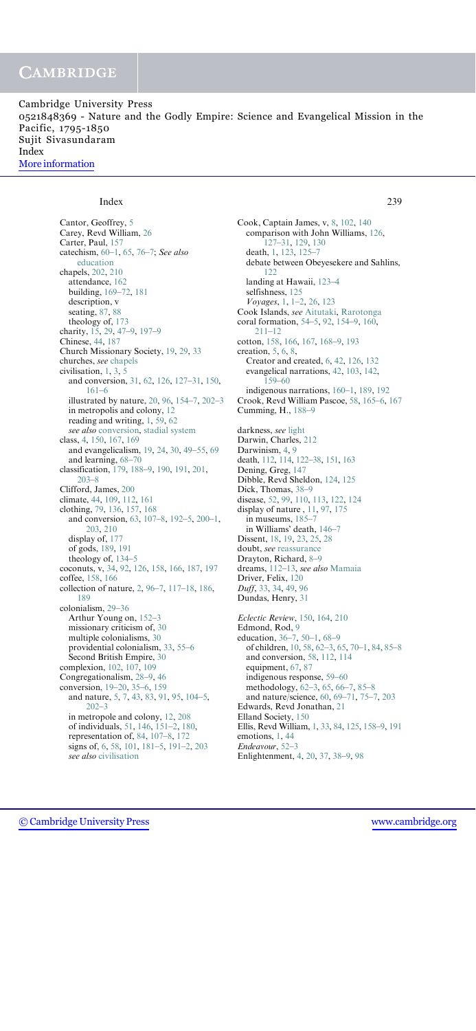Cambridge University Press
0521848369 - Nature and the Godly Empire: Science and Evangelical Mission in the Pacific, 1795-1850
Sujit Sivasundaram
Index
More information

Cantor, Geoffrey, 5
Carey, Revd William, 26
Carter, Paul, 157
catechism, 60–1, 65, 76–7; *See also* education
chapels, 202, 210
 attendance, 162
 building, 169–72, 181
 description, v
 seating, 87, 88
 theology of, 173
charity, 15, 29, 47–9, 197–9
Chinese, 44, 187
Church Missionary Society, 19, 29, 33
churches, *see* chapels
civilisation, 1, 3, 5
 and conversion, 31, 62, 126, 127–31, 150, 161–6
 illustrated by nature, 20, 96, 154–7, 202–3
 in metropolis and colony, 12
 reading and writing, 1, 59, 62
 *see also* conversion, stadial system
class, 4, 150, 167, 169
 and evangelicalism, 19, 24, 30, 49–55, 69
 and learning, 68–70
classification, 179, 188–9, 190, 191, 201, 203–8
Clifford, James, 200
climate, 44, 109, 112, 161
clothing, 79, 136, 157, 168
 and conversion, 63, 107–8, 192–5, 200–1, 203, 210
 display of, 177
 of gods, 189, 191
 theology of, 134–5
coconuts, v, 34, 92, 126, 158, 166, 187, 197
coffee, 158, 166
collection of nature, 2, 96–7, 117–18, 186, 189
colonialism, 29–36
 Arthur Young on, 152–3
 missionary criticism of, 30
 multiple colonialisms, 30
 providential colonialism, 33, 55–6
 Second British Empire, 30
complexion, 102, 107, 109
Congregationalism, 28–9, 46
conversion, 19–20, 35–6, 159
 and nature, 5, 7, 43, 83, 91, 95, 104–5, 202–3
 in metropole and colony, 12, 208
 of individuals, 51, 146, 151–2, 180,
 representation of, 84, 107–8, 172
 signs of, 6, 58, 101, 181–5, 191–2, 203
 *see also* civilisation

Cook, Captain James, v, 8, 102, 140
 comparison with John Williams, 126, 127–31, 129, 130
 death, 1, 123, 125–7
 debate between Obeyesekere and Sahlins, 122
 landing at Hawaii, 123–4
 selfishness, 125
 *Voyages*, 1, 1–2, 26, 123
Cook Islands, *see* Aitutaki, Rarotonga
coral formation, 54–5, 92, 154–9, 160, 211–12
cotton, 158, 166, 167, 168–9, 193
creation, 5, 6, 8,
 Creator and created, 6, 42, 126, 132
 evangelical narrations, 42, 103, 142, 159–60
 indigenous narrations, 160–1, 189, 192
Crook, Revd William Pascoe, 58, 165–6, 167
Cumming, H., 188–9

darkness, *see* light
Darwin, Charles, 212
Darwinism, 4, 9
death, 112, 114, 122–38, 151, 163
Dening, Greg, 147
Dibble, Revd Sheldon, 124, 125
Dick, Thomas, 38–9
disease, 52, 99, 110, 113, 122, 124
display of nature , 11, 97, 175
 in museums, 185–7
 in Williams' death, 146–7
Dissent, 18, 19, 23, 25, 28
doubt, *see* reassurance
Drayton, Richard, 8–9
dreams, 112–13, *see also* Mamaia
Driver, Felix, 120
*Duff*, 33, 34, 49, 96
Dundas, Henry, 31

*Eclectic Review*, 150, 164, 210
Edmond, Rod, 9
education, 36–7, 50–1, 68–9
 of children, 10, 58, 62–3, 65, 70–1, 84, 85–8
 and conversion, 58, 112, 114
 equipment, 67, 87
 indigenous response, 59–60
 methodology, 62–3, 65, 66–7, 85–8
 and nature/science, 60, 69–71, 75–7, 203
Edwards, Revd Jonathan, 21
Elland Society, 150
Ellis, Revd William, 1, 33, 84, 125, 158–9, 191
emotions, 1, 44
*Endeavour*, 52–3
Enlightenment, 4, 20, 37, 38–9, 98

© Cambridge University Press www.cambridge.org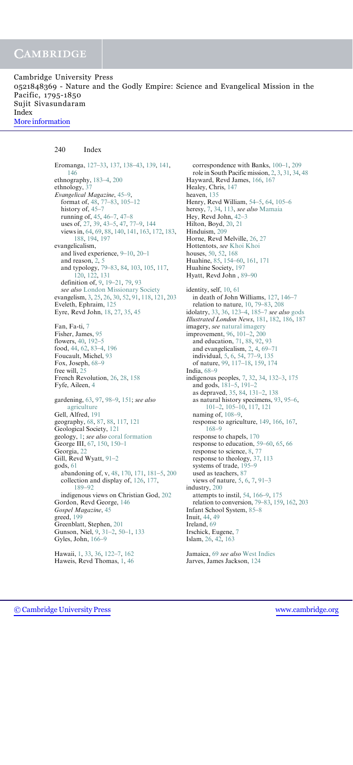Eromanga, 127–33, 137, 138–43, 139, 141, 146
ethnography, 183–4, 200
ethnology, 37
*Evangelical Magazine*, 45–9,
  format of, 48, 77–83, 105–12
  history of, 45–7
  running of, 45, 46–7, 47–8
  uses of, 27, 39, 43–5, 47, 77–9, 144
  views in, 64, 69, 88, 140, 141, 163, 172, 183, 188, 194, 197
evangelicalism,
  and lived experience, 9–10, 20–1
  and reason, 2, 5
  and typology, 79–83, 84, 103, 105, 117, 120, 122, 131
  definition of, 9, 19–21, 79, 93
  *see also* London Missionary Society
evangelism, 3, 25, 26, 30, 52, 91, 118, 121, 203
Eveleth, Ephraim, 125
Eyre, Revd John, 18, 27, 35, 45

Fan, Fa-ti, 7
Fisher, James, 95
flowers, 40, 192–5
food, 44, 62, 83–4, 196
Foucault, Michel, 93
Fox, Joseph, 68–9
free will, 25
French Revolution, 26, 28, 158
Fyfe, Aileen, 4

gardening, 63, 97, 98–9, 151; *see also* agriculture
Gell, Alfred, 191
geography, 68, 87, 88, 117, 121
Geological Society, 121
geology, 1; *see also* coral formation
George III, 67, 150, 150–1
Georgia, 22
Gill, Revd Wyatt, 91–2
gods, 61
  abandoning of, v, 48, 170, 171, 181–5, 200
  collection and display of, 126, 177, 189–92
  indigenous views on Christian God, 202
Gordon, Revd George, 146
*Gospel Magazine*, 45
greed, 199
Greenblatt, Stephen, 201
Gunson, Niel, 9, 31–2, 50–1, 133
Gyles, John, 166–9

Hawaii, 1, 33, 36, 122–7, 162
Haweis, Revd Thomas, 1, 46
  correspondence with Banks, 100–1, 209
  role in South Pacific mission, 2, 3, 31, 34, 48
Hayward, Revd James, 166, 167
Healey, Chris, 147
heaven, 135
Henry, Revd William, 54–5, 64, 105–6
heresy, 7, 34, 113, *see also* Mamaia
Hey, Revd John, 42–3
Hilton, Boyd, 20, 21
Hinduism, 209
Horne, Revd Melville, 26, 27
Hottentots, *see* Khoi Khoi
houses, 50, 52, 168
Huahine, 85, 154–60, 161, 171
Huahine Society, 197
Hyatt, Revd John , 89–90

identity, self, 10, 61
  in death of John Williams, 127, 146–7
  relation to nature, 10, 79–83, 208
idolatry, 33, 36, 123–4, 185–7 *see also* gods
*Illustrated London News*, 181, 182, 186, 187
imagery, *see* natural imagery
improvement, 96, 101–2, 200
  and education, 71, 88, 92, 93
  and evangelicalism, 2, 4, 69–71
  individual, 5, 6, 54, 77–9, 135
  of nature, 99, 117–18, 159, 174
India, 68–9
indigenous peoples, 7, 32, 34, 132–3, 175
  and gods, 181–5, 191–2
  as depraved, 35, 84, 131–2, 138
  as natural history specimens, 93, 95–6, 101–2, 105–10, 117, 121
  naming of, 108–9,
  response to agriculture, 149, 166, 167, 168–9
  response to chapels, 170
  response to education, 59–60, 65, 66
  response to science, 8, 77
  response to theology, 37, 113
  systems of trade, 195–9
  used as teachers, 87
  views of nature, 5, 6, 7, 91–3
industry, 200
  attempts to instil, 54, 166–9, 175
  relation to conversion, 79–83, 159, 162, 203
Infant School System, 85–8
Inuit, 44, 49
Ireland, 69
Irschick, Eugene, 7
Islam, 26, 42, 163

Jamaica, 69 *see also* West Indies
Jarves, James Jackson, 124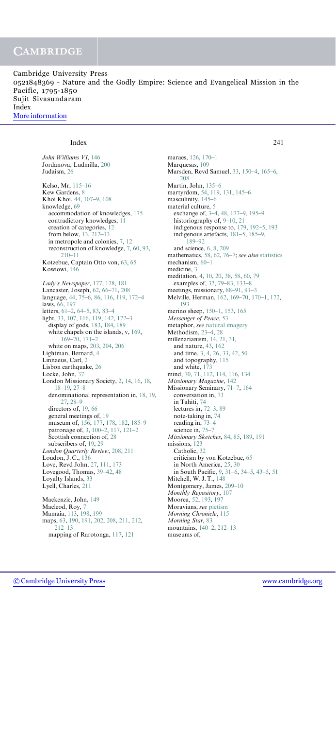Cambridge University Press
0521848369 - Nature and the Godly Empire: Science and Evangelical Mission in the Pacific, 1795-1850
Sujit Sivasundaram
Index
More information

*John Williams VI*, 146
Jordanova, Ludmilla, 200
Judaism, 26

Kelso, Mr, 115–16
Kew Gardens, 8
Khoi Khoi, 44, 107–9, 108
knowledge, 69
  accommodation of knowledges, 175
  contradictory knowledges, 11
  creation of categories, 12
  from below, 13, 212–13
  in metropole and colonies, 7, 12
  reconstruction of knowledge, 7, 60, 93, 210–11
Kotzebue, Captain Otto von, 63, 65
Kowiowi, 146

*Lady's Newspaper*, 177, 178, 181
Lancaster, Joseph, 62, 66–71, 208
language, 44, 75–6, 86, 116, 119, 172–4
laws, 66, 197
letters, 61–2, 64–5, 83, 83–4
light, 33, 107, 116, 119, 142, 172–3
  display of gods, 183, 184, 189
  white chapels on the islands, v, 169, 169–70, 171–2
  white on maps, 203, 204, 206
Lightman, Bernard, 4
Linnaeus, Carl, 2
Lisbon earthquake, 26
Locke, John, 37
London Missionary Society, 2, 14, 16, 18, 18–19, 27–8
  denominational representation in, 18, 19, 27, 28–9
  directors of, 19, 66
  general meetings of, 19
  museum of, 156, 177, 178, 182, 185–9
  patronage of, 3, 100–2, 117, 121–2
  Scottish connection of, 28
  subscribers of, 19, 29
*London Quarterly Review*, 208, 211
Loudon, J. C., 136
Love, Revd John, 27, 111, 173
Lovegood, Thomas, 39–42, 48
Loyalty Islands, 33
Lyell, Charles, 211

Mackenzie, John, 149
Macleod, Roy, 7
Mamaia, 113, 198, 199
maps, 63, 190, 191, 202, 208, 211, 212, 212–13
  mapping of Rarotonga, 117, 121
maraes, 126, 170–1
Marquesas, 109
Marsden, Revd Samuel, 33, 150–4, 165–6, 208
Martin, John, 135–6
martyrdom, 54, 119, 131, 145–6
masculinity, 145–6
material culture, 5
  exchange of, 3–4, 48, 177–9, 195–9
  historiography of, 9–10, 21
  indigenous response to, 179, 192–5, 193
  indigenous artefacts, 181–5, 185–9, 189–92
  and science, 6, 8, 209
mathematics, 58, 62, 76–7; *see also* statistics
mechanism, 60–1
medicine, 3
meditation, 4, 10, 20, 38, 58, 60, 79
  examples of, 32, 79–83, 133–8
meetings, missionary, 88–91, 91–3
Melville, Herman, 162, 169–70, 170–1, 172, 193
merino sheep, 150–1, 153, 165
*Messenger of Peace*, 53
metaphor, *see* natural imagery
Methodism, 23–4, 28
millenarianism, 14, 21, 31,
  and nature, 43, 162
  and time, 3, 4, 26, 33, 42, 50
  and topography, 115
  and white, 173
mind, 70, 71, 112, 114, 116, 134
*Missionary Magazine*, 142
Missionary Seminary, 71–7, 164
  conversation in, 73
  in Tahiti, 74
  lectures in, 72–3, 89
  note-taking in, 74
  reading in, 73–4
  science in, 75–7
*Missionary Sketches*, 84, 85, 189, 191
missions, 123
  Catholic, 32
  criticism by von Kotzebue, 65
  in North America, 25, 30
  in South Pacific, 9, 31–6, 34–5, 43–5, 51
Mitchell, W. J. T., 148
Montgomery, James, 209–10
*Monthly Repository*, 107
Moorea, 52, 193, 197
Moravians, *see* pietism
*Morning Chronicle*, 115
*Morning Star*, 83
mountains, 140–2, 212–13
museums of,

© Cambridge University Press www.cambridge.org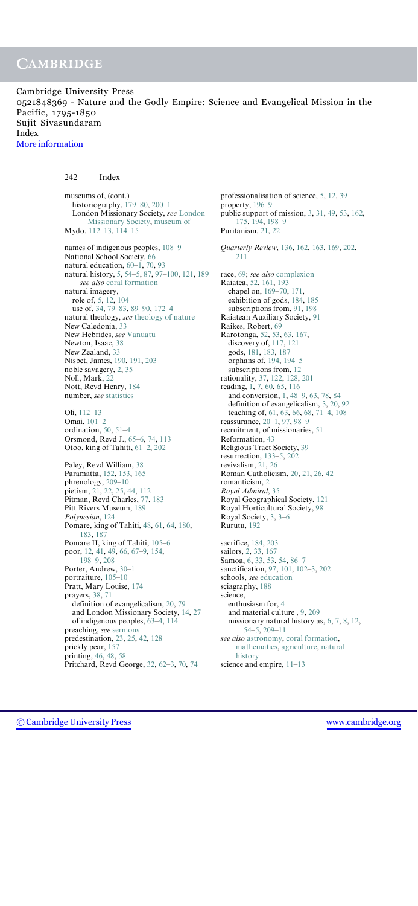museums of, (cont.)
  historiography, 179–80, 200–1
  London Missionary Society, *see* London Missionary Society, museum of
Mydo, 112–13, 114–15

names of indigenous peoples, 108–9
National School Society, 66
natural education, 60–1, 70, 93
natural history, 5, 54–5, 87, 97–100, 121, 189
  *see also* coral formation
natural imagery,
  role of, 5, 12, 104
  use of, 34, 79–83, 89–90, 172–4
natural theology, *see* theology of nature
New Caledonia, 33
New Hebrides, *see* Vanuatu
Newton, Isaac, 38
New Zealand, 33
Nisbet, James, 190, 191, 203
noble savagery, 2, 35
Noll, Mark, 22
Nott, Revd Henry, 184
number, *see* statistics

Oli, 112–13
Omai, 101–2
ordination, 50, 51–4
Orsmond, Revd J., 65–6, 74, 113
Otoo, king of Tahiti, 61–2, 202

Paley, Revd William, 38
Paramatta, 152, 153, 165
phrenology, 209–10
pietism, 21, 22, 25, 44, 112
Pitman, Revd Charles, 77, 183
Pitt Rivers Museum, 189
*Polynesian*, 124
Pomare, king of Tahiti, 48, 61, 64, 180, 183, 187
Pomare II, king of Tahiti, 105–6
poor, 12, 41, 49, 66, 67–9, 154, 198–9, 208
Porter, Andrew, 30–1
portraiture, 105–10
Pratt, Mary Louise, 174
prayers, 38, 71
  definition of evangelicalism, 20, 79
  and London Missionary Society, 14, 27
  of indigenous peoples, 63–4, 114
preaching, *see* sermons
predestination, 23, 25, 42, 128
prickly pear, 157
printing, 46, 48, 58
Pritchard, Revd George, 32, 62–3, 70, 74
professionalisation of science, 5, 12, 39
property, 196–9
public support of mission, 3, 31, 49, 53, 162, 175, 194, 198–9
Puritanism, 21, 22

*Quarterly Review*, 136, 162, 163, 169, 202, 211

race, 69; *see also* complexion
Raiatea, 52, 161, 193
  chapel on, 169–70, 171
  exhibition of gods, 184, 185
  subscriptions from, 91, 198
Raiatean Auxiliary Society, 91
Raikes, Robert, 69
Rarotonga, 52, 53, 63, 167
  discovery of, 117, 121
  gods, 181, 183, 187
  orphans of, 194, 194–5
  subscriptions from, 12
rationality, 37, 122, 128, 201
reading, 1, 7, 60, 65, 116
  and conversion, 1, 48–9, 63, 78, 84
  definition of evangelicalism, 3, 20, 92
  teaching of, 61, 63, 66, 68, 71–4, 108
reassurance, 20–1, 97, 98–9
recruitment, of missionaries, 51
Reformation, 43
Religious Tract Society, 39
resurrection, 133–5, 202
revivalism, 21, 26
Roman Catholicism, 20, 21, 26, 42
romanticism, 2
*Royal Admiral*, 35
Royal Geographical Society, 121
Royal Horticultural Society, 98
Royal Society, 3, 3–6
Rurutu, 192

sacrifice, 184, 203
sailors, 2, 33, 167
Samoa, 6, 33, 53, 54, 86–7
sanctification, 97, 101, 102–3, 202
schools, *see* education
sciagraphy, 188
science,
  enthusiasm for, 4
  and material culture , 9, 209
  missionary natural history as, 6, 7, 8, 12, 54–5, 209–11
*see also* astronomy, coral formation, mathematics, agriculture, natural history
science and empire, 11–13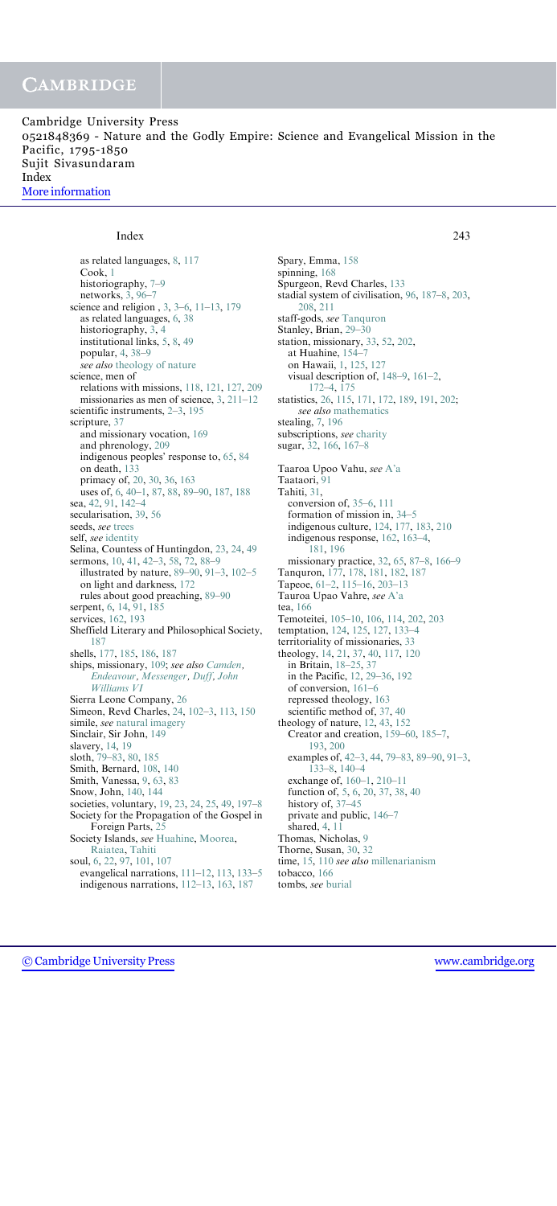as related languages, 8, 117
  Cook, 1
  historiography, 7–9
  networks, 3, 96–7
science and religion , 3, 3–6, 11–13, 179
  as related languages, 6, 38
  historiography, 3, 4
  institutional links, 5, 8, 49
  popular, 4, 38–9
  *see also* theology of nature
science, men of
  relations with missions, 118, 121, 127, 209
  missionaries as men of science, 3, 211–12
scientific instruments, 2–3, 195
scripture, 37
  and missionary vocation, 169
  and phrenology, 209
  indigenous peoples' response to, 65, 84
  on death, 133
  primacy of, 20, 30, 36, 163
  uses of, 6, 40–1, 87, 88, 89–90, 187, 188
sea, 42, 91, 142–4
secularisation, 39, 56
seeds, *see* trees
self, *see* identity
Selina, Countess of Huntingdon, 23, 24, 49
sermons, 10, 41, 42–3, 58, 72, 88–9
  illustrated by nature, 89–90, 91–3, 102–5
  on light and darkness, 172
  rules about good preaching, 89–90
serpent, 6, 14, 91, 185
services, 162, 193
Sheffield Literary and Philosophical Society, 187
shells, 177, 185, 186, 187
ships, missionary, 109; *see also Camden, Endeavour, Messenger, Duff, John Williams VI*
Sierra Leone Company, 26
Simeon, Revd Charles, 24, 102–3, 113, 150
simile, *see* natural imagery
Sinclair, Sir John, 149
slavery, 14, 19
sloth, 79–83, 80, 185
Smith, Bernard, 108, 140
Smith, Vanessa, 9, 63, 83
Snow, John, 140, 144
societies, voluntary, 19, 23, 24, 25, 49, 197–8
Society for the Propagation of the Gospel in Foreign Parts, 25
Society Islands, *see* Huahine, Moorea, Raiatea, Tahiti
soul, 6, 22, 97, 101, 107
  evangelical narrations, 111–12, 113, 133–5
  indigenous narrations, 112–13, 163, 187
Spary, Emma, 158
spinning, 168
Spurgeon, Revd Charles, 133
stadial system of civilisation, 96, 187–8, 203, 208, 211
staff-gods, *see* Tanquron
Stanley, Brian, 29–30
station, missionary, 33, 52, 202,
  at Huahine, 154–7
  on Hawaii, 1, 125, 127
  visual description of, 148–9, 161–2, 172–4, 175
statistics, 26, 115, 171, 172, 189, 191, 202;
  *see also* mathematics
stealing, 7, 196
subscriptions, *see* charity
sugar, 32, 166, 167–8

Taaroa Upoo Vahu, *see* A'a
Taataori, 91
Tahiti, 31,
  conversion of, 35–6, 111
  formation of mission in, 34–5
  indigenous culture, 124, 177, 183, 210
  indigenous response, 162, 163–4, 181, 196
  missionary practice, 32, 65, 87–8, 166–9
Tanquron, 177, 178, 181, 182, 187
Tapeoe, 61–2, 115–16, 203–13
Tauroa Upao Vahre, *see* A'a
tea, 166
Temoteitei, 105–10, 106, 114, 202, 203
temptation, 124, 125, 127, 133–4
territoriality of missionaries, 33
theology, 14, 21, 37, 40, 117, 120
  in Britain, 18–25, 37
  in the Pacific, 12, 29–36, 192
  of conversion, 161–6
  repressed theology, 163
  scientific method of, 37, 40
theology of nature, 12, 43, 152
  Creator and creation, 159–60, 185–7, 193, 200
  examples of, 42–3, 44, 79–83, 89–90, 91–3, 133–8, 140–4
  exchange of, 160–1, 210–11
  function of, 5, 6, 20, 37, 38, 40
  history of, 37–45
  private and public, 146–7
  shared, 4, 11
Thomas, Nicholas, 9
Thorne, Susan, 30, 32
time, 15, 110 *see also* millenarianism
tobacco, 166
tombs, *see* burial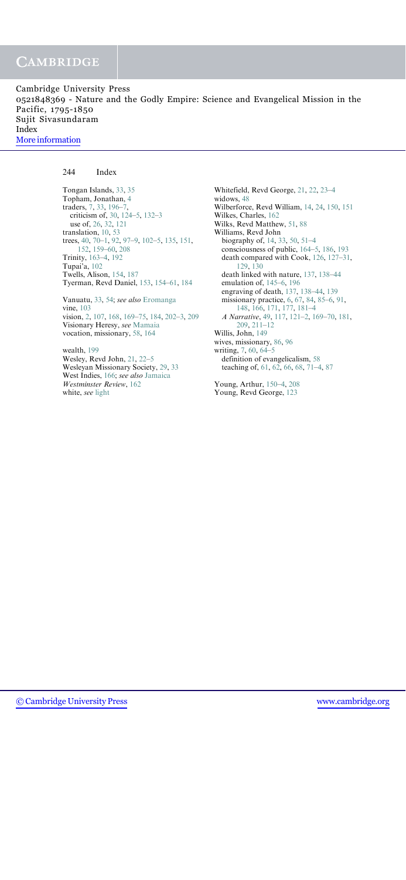Tongan Islands, 33, 35
Topham, Jonathan, 4
traders, 7, 33, 196–7,
  criticism of, 30, 124–5, 132–3
  use of, 26, 32, 121
translation, 10, 53
trees, 40, 70–1, 92, 97–9, 102–5, 135, 151, 152, 159–60, 208
Trinity, 163–4, 192
Tupai'a, 102
Twells, Alison, 154, 187
Tyerman, Revd Daniel, 153, 154–61, 184

Vanuatu, 33, 54; *see also* Eromanga
vine, 103
vision, 2, 107, 168, 169–75, 184, 202–3, 209
Visionary Heresy, *see* Mamaia
vocation, missionary, 58, 164

wealth, 199
Wesley, Revd John, 21, 22–5
Wesleyan Missionary Society, 29, 33
West Indies, 166; *see also* Jamaica
*Westminster Review*, 162
white, *see* light

Whitefield, Revd George, 21, 22, 23–4
widows, 48
Wilberforce, Revd William, 14, 24, 150, 151
Wilkes, Charles, 162
Wilks, Revd Matthew, 51, 88
Williams, Revd John
  biography of, 14, 33, 50, 51–4
  consciousness of public, 164–5, 186, 193
  death compared with Cook, 126, 127–31, 129, 130
  death linked with nature, 137, 138–44
  emulation of, 145–6, 196
  engraving of death, 137, 138–44, 139
  missionary practice, 6, 67, 84, 85–6, 91, 148, 166, 171, 177, 181–4
  *A Narrative*, 49, 117, 121–2, 169–70, 181, 209, 211–12
Willis, John, 149
wives, missionary, 86, 96
writing, 7, 60, 64–5
  definition of evangelicalism, 58
  teaching of, 61, 62, 66, 68, 71–4, 87

Young, Arthur, 150–4, 208
Young, Revd George, 123